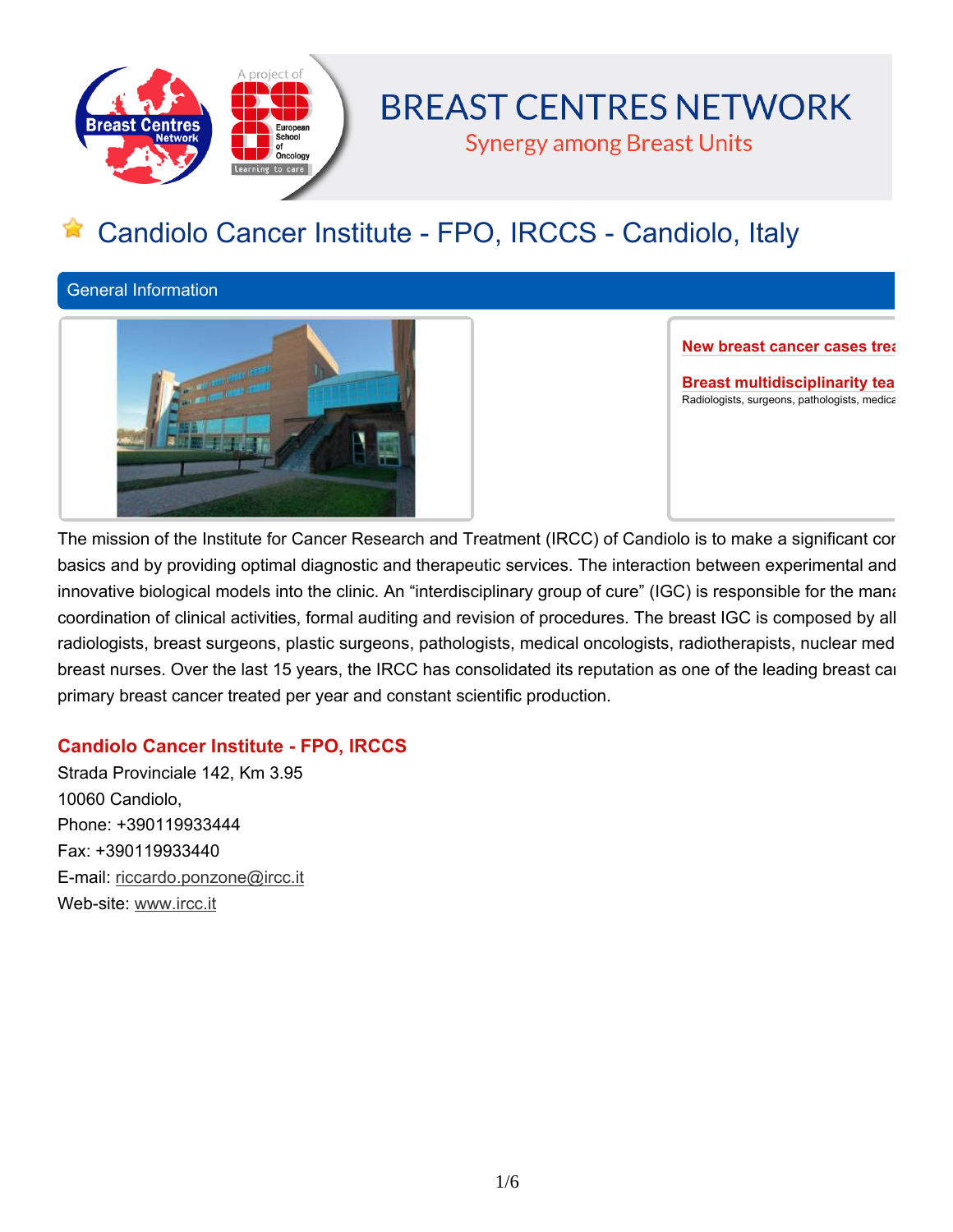# BREAST CENTRES NETWORK

Synergy among Breast Units

# Candiolo Cancer Institute - FPO, IRCCS - Candiolo, Italy

## General Information

**New breast cancer cases trea**

**Breast multidisciplinarity tea**

Radiologists, surgeons, pathologists, medica

The mission of the Institute for Cancer Research and Treatment (IRCC) of Candiolo is to make a significant cor basics and by providing optimal diagnostic and therapeutic services. The interaction between experimental and innovative biological models into the clinic. An "interdisciplinary group of cure" (IGC) is responsible for the mana coordination of clinical activities, formal auditing and revision of procedures. The breast IGC is composed by all radiologists, breast surgeons, plastic surgeons, pathologists, medical oncologists, radiotherapists, nuclear med breast nurses. Over the last 15 years, the IRCC has consolidated its reputation as one of the leading breast cai primary breast cancer treated per year and constant scientific production.

### Candiolo Cancer Institute - FPO, IRCCS

Strada Provinciale 142, Km 3.95
10060 Candiolo,
Phone: +390119933444
Fax: +390119933440
E-mail: riccardo.ponzone@ircc.it
Web-site: www.ircc.it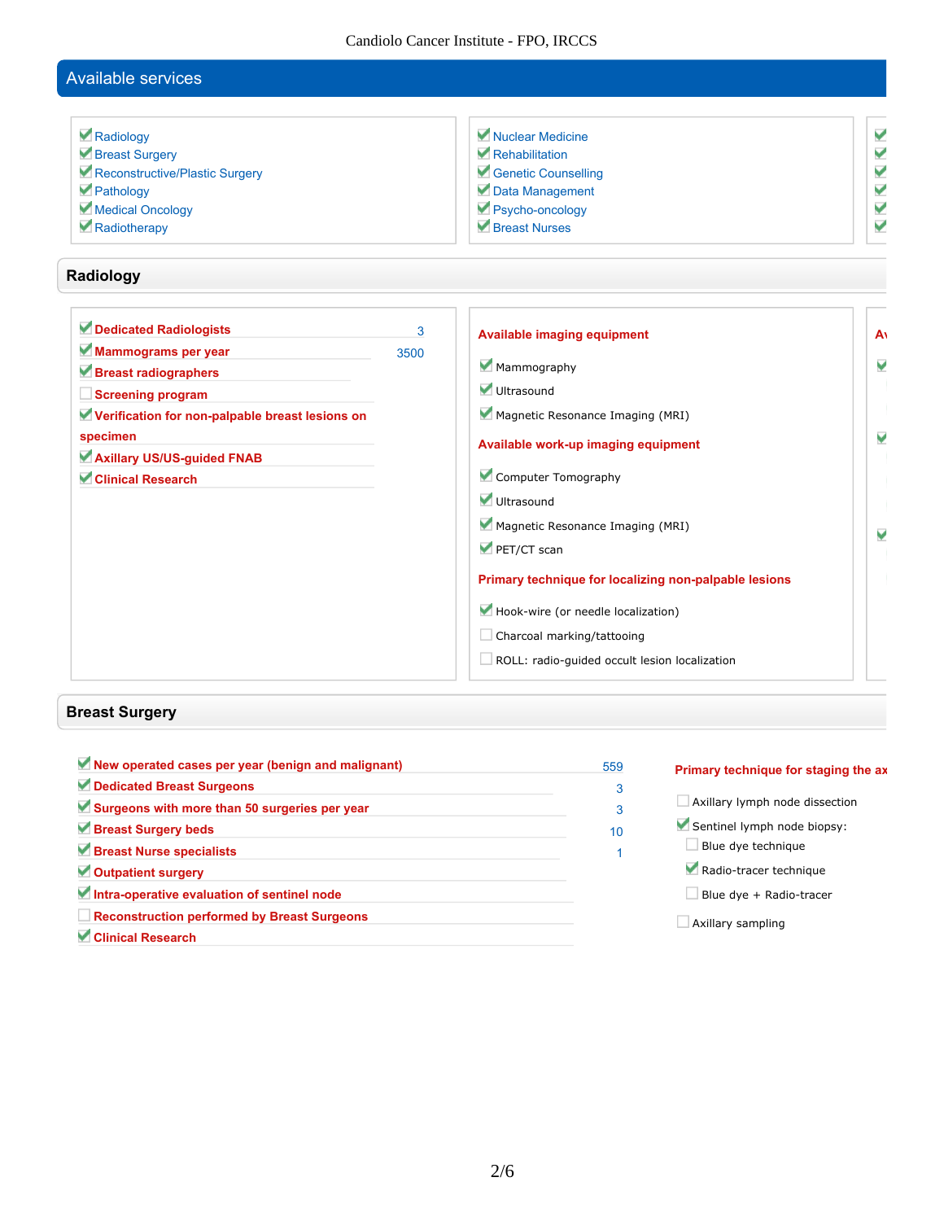## Available services

- ☑ Radiology
- ☑ Breast Surgery
- ☑ Reconstructive/Plastic Surgery
- ☑ Pathology
- ☑ Medical Oncology
- ☑ Radiotherapy
- ☑ Nuclear Medicine
- ☑ Rehabilitation
- ☑ Genetic Counselling
- ☑ Data Management
- ☑ Psycho-oncology
- ☑ Breast Nurses

## Radiology

| | | |
|---|---|---|
| ☑ | Dedicated Radiologists | 3 |
| ☑ | Mammograms per year | 3500 |
| ☑ | Breast radiographers | |
| ☐ | Screening program | |
| ☑ | Verification for non-palpable breast lesions on specimen | |
| ☑ | Axillary US/US-guided FNAB | |
| ☑ | Clinical Research | |

**Available imaging equipment**

- ☑ Mammography
- ☑ Ultrasound
- ☑ Magnetic Resonance Imaging (MRI)

**Available work-up imaging equipment**

- ☑ Computer Tomography
- ☑ Ultrasound
- ☑ Magnetic Resonance Imaging (MRI)
- ☑ PET/CT scan

**Primary technique for localizing non-palpable lesions**

- ☑ Hook-wire (or needle localization)
- ☐ Charcoal marking/tattooing
- ☐ ROLL: radio-guided occult lesion localization

## Breast Surgery

| | | |
|---|---|---|
| ☑ | New operated cases per year (benign and malignant) | 559 |
| ☑ | Dedicated Breast Surgeons | 3 |
| ☑ | Surgeons with more than 50 surgeries per year | 3 |
| ☑ | Breast Surgery beds | 10 |
| ☑ | Breast Nurse specialists | 1 |
| ☑ | Outpatient surgery | |
| ☑ | Intra-operative evaluation of sentinel node | |
| ☐ | Reconstruction performed by Breast Surgeons | |
| ☑ | Clinical Research | |

**Primary technique for staging the ax**

- ☐ Axillary lymph node dissection
- ☑ Sentinel lymph node biopsy:
  - ☐ Blue dye technique
  - ☑ Radio-tracer technique
  - ☐ Blue dye + Radio-tracer
- ☐ Axillary sampling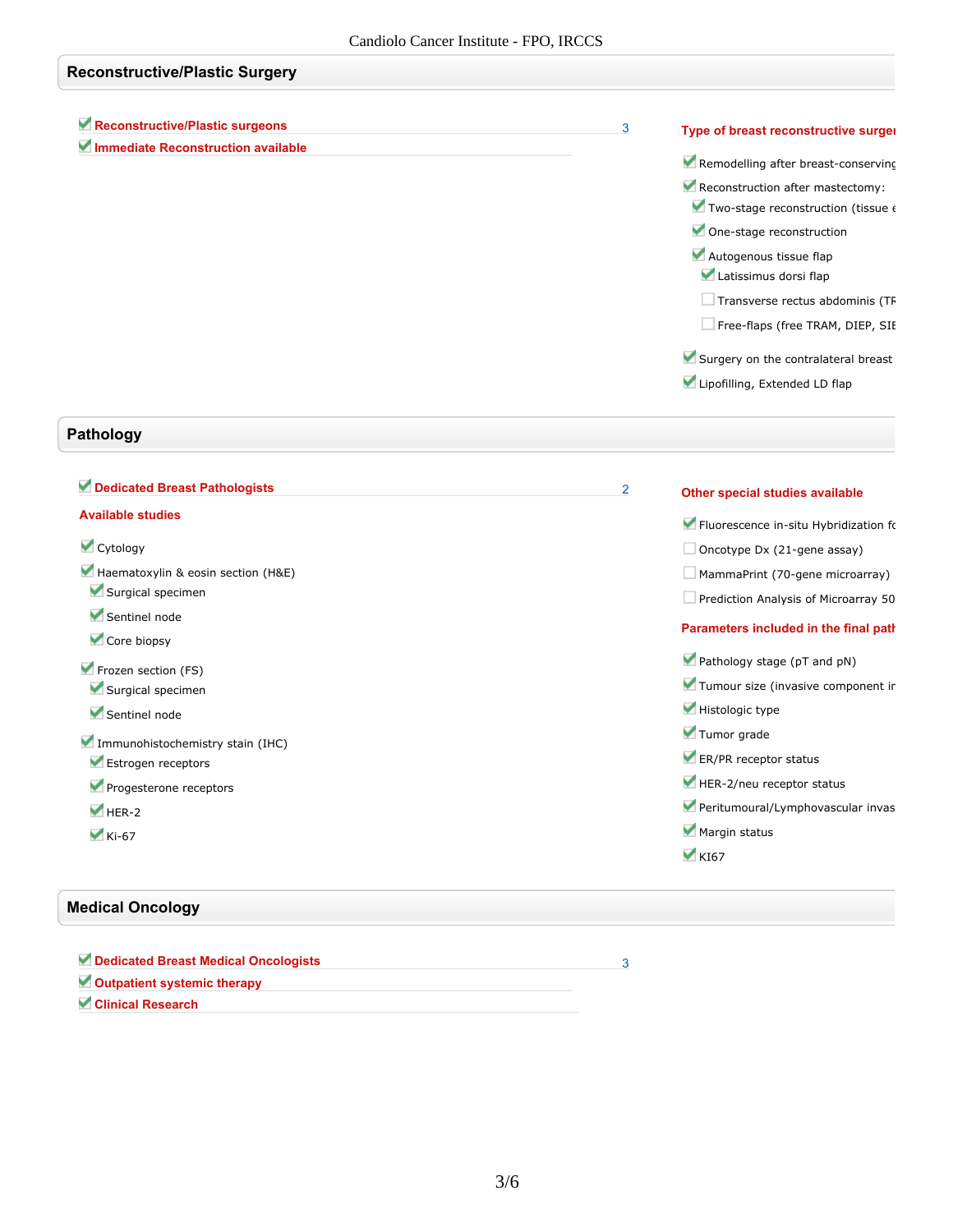## Reconstructive/Plastic Surgery

- ✔ **Reconstructive/Plastic surgeons** 3
- ✔ **Immediate Reconstruction available**

**Type of breast reconstructive surger**

- ✔ Remodelling after breast-conserving
- ✔ Reconstruction after mastectomy:
  - ✔ Two-stage reconstruction (tissue e
  - ✔ One-stage reconstruction
  - ✔ Autogenous tissue flap
    - ✔ Latissimus dorsi flap
    - ☐ Transverse rectus abdominis (TR
    - ☐ Free-flaps (free TRAM, DIEP, SIE
- ✔ Surgery on the contralateral breast
- ✔ Lipofilling, Extended LD flap

## Pathology

- ✔ **Dedicated Breast Pathologists** 2

**Available studies**

- ✔ Cytology
- ✔ Haematoxylin & eosin section (H&E)
  - ✔ Surgical specimen
  - ✔ Sentinel node
  - ✔ Core biopsy
- ✔ Frozen section (FS)
  - ✔ Surgical specimen
  - ✔ Sentinel node
- ✔ Immunohistochemistry stain (IHC)
  - ✔ Estrogen receptors
  - ✔ Progesterone receptors
  - ✔ HER-2
  - ✔ Ki-67

**Other special studies available**

- ✔ Fluorescence in-situ Hybridization fo
- ☐ Oncotype Dx (21-gene assay)
- ☐ MammaPrint (70-gene microarray)
- ☐ Prediction Analysis of Microarray 50

**Parameters included in the final path**

- ✔ Pathology stage (pT and pN)
- ✔ Tumour size (invasive component in
- ✔ Histologic type
- ✔ Tumor grade
- ✔ ER/PR receptor status
- ✔ HER-2/neu receptor status
- ✔ Peritumoural/Lymphovascular invas
- ✔ Margin status
- ✔ KI67

## Medical Oncology

- ✔ **Dedicated Breast Medical Oncologists** 3
- ✔ **Outpatient systemic therapy**
- ✔ **Clinical Research**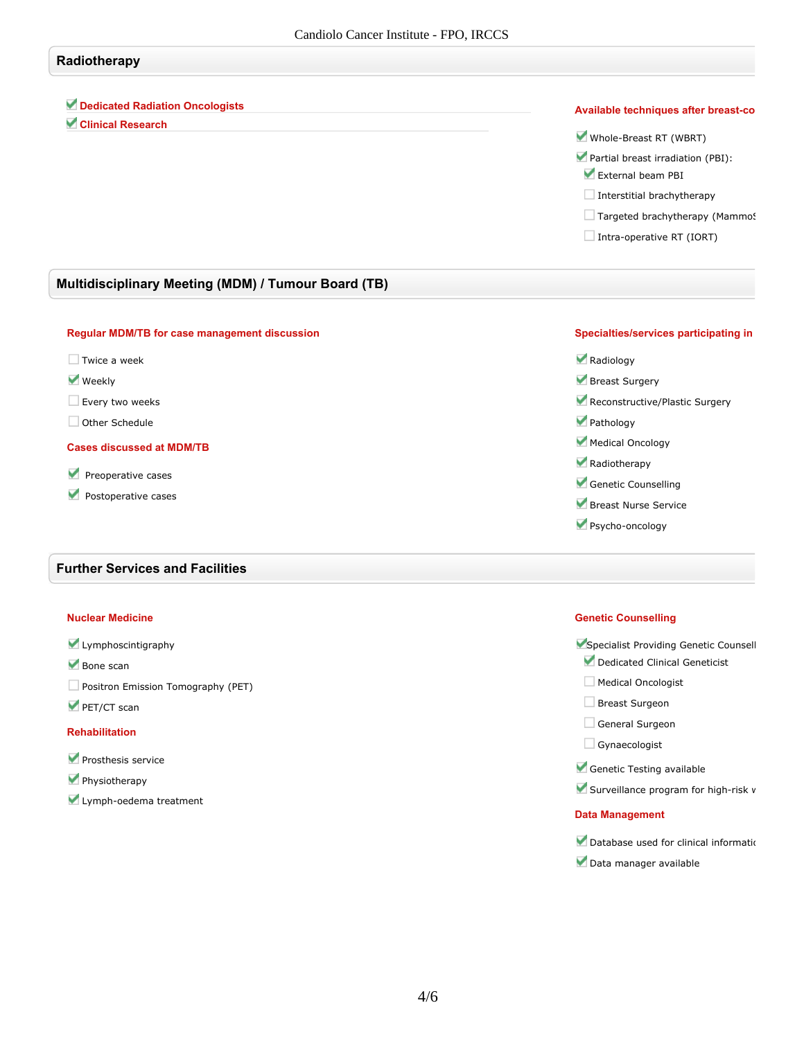## Radiotherapy

- [x] **Dedicated Radiation Oncologists**
- [x] **Clinical Research**

**Available techniques after breast-co**

- [x] Whole-Breast RT (WBRT)
- [x] Partial breast irradiation (PBI):
  - [x] External beam PBI
  - [ ] Interstitial brachytherapy
  - [ ] Targeted brachytherapy (MammoS
  - [ ] Intra-operative RT (IORT)

## Multidisciplinary Meeting (MDM) / Tumour Board (TB)

**Regular MDM/TB for case management discussion**

- [ ] Twice a week
- [x] Weekly
- [ ] Every two weeks
- [ ] Other Schedule

**Cases discussed at MDM/TB**

- [x] Preoperative cases
- [x] Postoperative cases

**Specialties/services participating in**

- [x] Radiology
- [x] Breast Surgery
- [x] Reconstructive/Plastic Surgery
- [x] Pathology
- [x] Medical Oncology
- [x] Radiotherapy
- [x] Genetic Counselling
- [x] Breast Nurse Service
- [x] Psycho-oncology

## Further Services and Facilities

**Nuclear Medicine**

- [x] Lymphoscintigraphy
- [x] Bone scan
- [ ] Positron Emission Tomography (PET)
- [x] PET/CT scan

**Rehabilitation**

- [x] Prosthesis service
- [x] Physiotherapy
- [x] Lymph-oedema treatment

**Genetic Counselling**

- [x] Specialist Providing Genetic Counsell
  - [x] Dedicated Clinical Geneticist
  - [ ] Medical Oncologist
  - [ ] Breast Surgeon
  - [ ] General Surgeon
  - [ ] Gynaecologist
- [x] Genetic Testing available
- [x] Surveillance program for high-risk v

**Data Management**

- [x] Database used for clinical informatio
- [x] Data manager available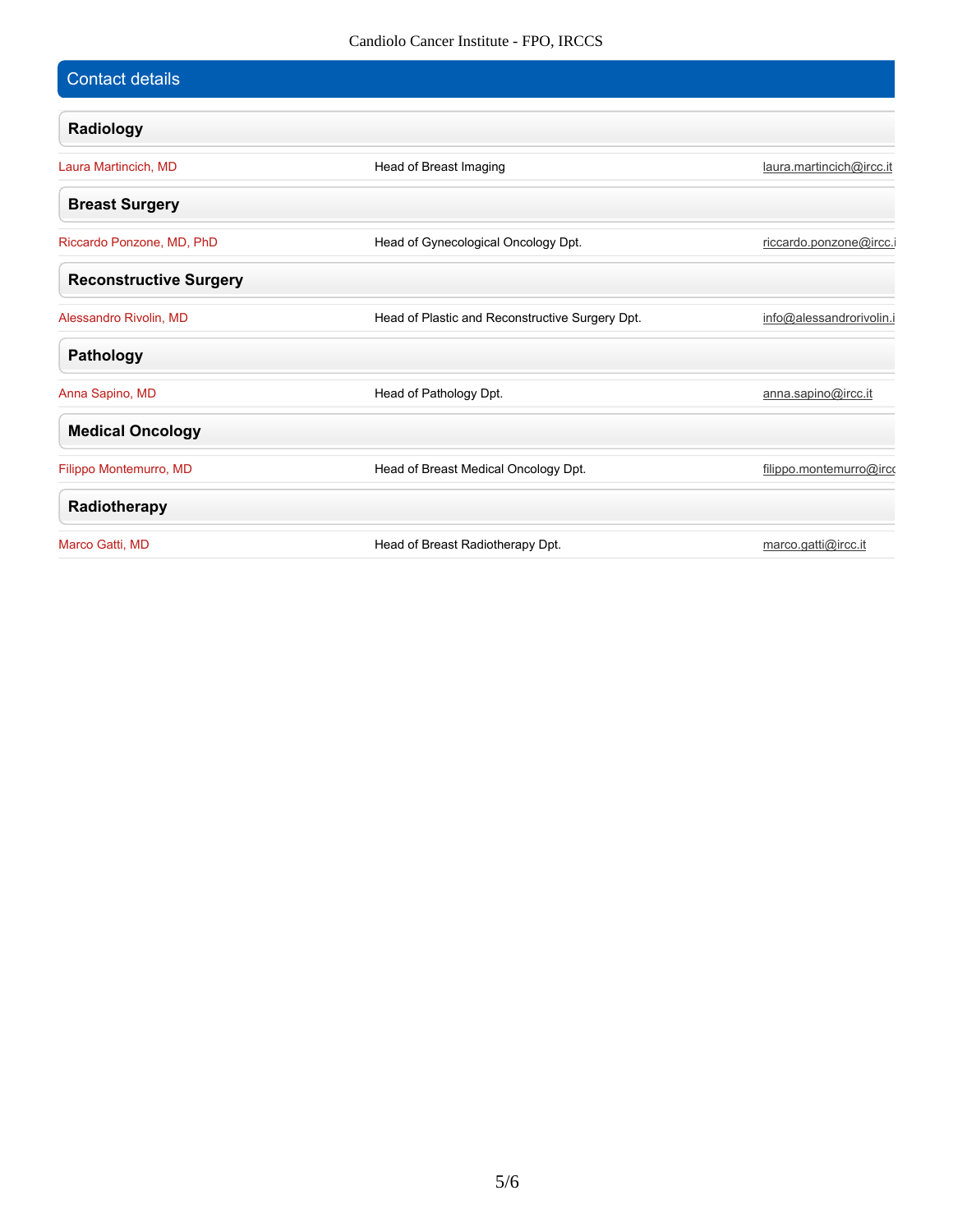## Contact details

### Radiology

| | | |
|---|---|---|
| Laura Martincich, MD | Head of Breast Imaging | laura.martincich@ircc.it |

### Breast Surgery

| | | |
|---|---|---|
| Riccardo Ponzone, MD, PhD | Head of Gynecological Oncology Dpt. | riccardo.ponzone@ircc.i |

### Reconstructive Surgery

| | | |
|---|---|---|
| Alessandro Rivolin, MD | Head of Plastic and Reconstructive Surgery Dpt. | info@alessandrorivolin.i |

### Pathology

| | | |
|---|---|---|
| Anna Sapino, MD | Head of Pathology Dpt. | anna.sapino@ircc.it |

### Medical Oncology

| | | |
|---|---|---|
| Filippo Montemurro, MD | Head of Breast Medical Oncology Dpt. | filippo.montemurro@ircc |

### Radiotherapy

| | | |
|---|---|---|
| Marco Gatti, MD | Head of Breast Radiotherapy Dpt. | marco.gatti@ircc.it |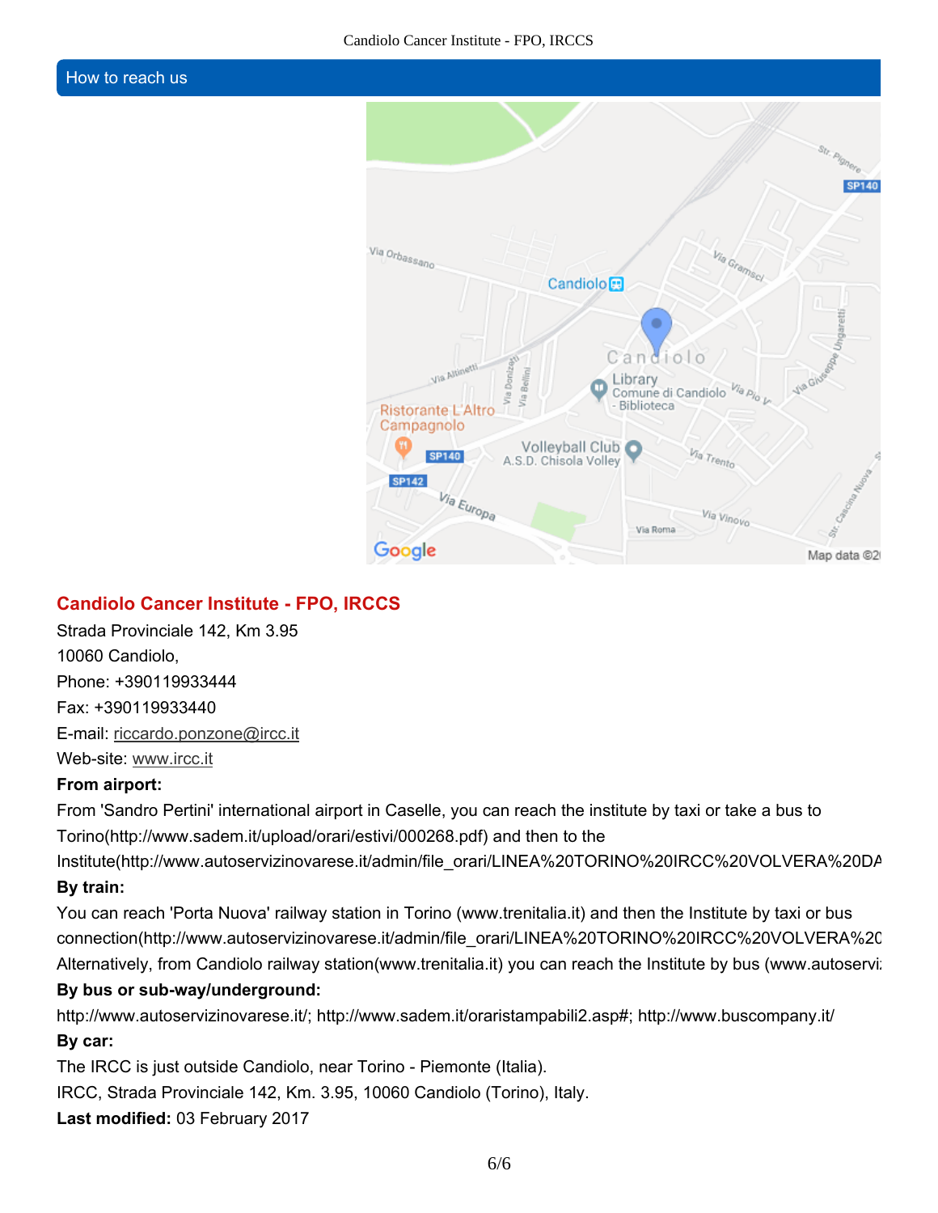## How to reach us

### Candiolo Cancer Institute - FPO, IRCCS

Strada Provinciale 142, Km 3.95
10060 Candiolo,
Phone: +390119933444
Fax: +390119933440
E-mail: riccardo.ponzone@ircc.it
Web-site: www.ircc.it

**From airport:**

From 'Sandro Pertini' international airport in Caselle, you can reach the institute by taxi or take a bus to Torino(http://www.sadem.it/upload/orari/estivi/000268.pdf) and then to the Institute(http://www.autoservizinovarese.it/admin/file_orari/LINEA%20TORINO%20IRCC%20VOLVERA%20DA

**By train:**

You can reach 'Porta Nuova' railway station in Torino (www.trenitalia.it) and then the Institute by taxi or bus connection(http://www.autoservizinovarese.it/admin/file_orari/LINEA%20TORINO%20IRCC%20VOLVERA%20
Alternatively, from Candiolo railway station(www.trenitalia.it) you can reach the Institute by bus (www.autoservi

**By bus or sub-way/underground:**

http://www.autoservizinovarese.it/; http://www.sadem.it/oraristampabili2.asp#; http://www.buscompany.it/

**By car:**

The IRCC is just outside Candiolo, near Torino - Piemonte (Italia).
IRCC, Strada Provinciale 142, Km. 3.95, 10060 Candiolo (Torino), Italy.

**Last modified:** 03 February 2017